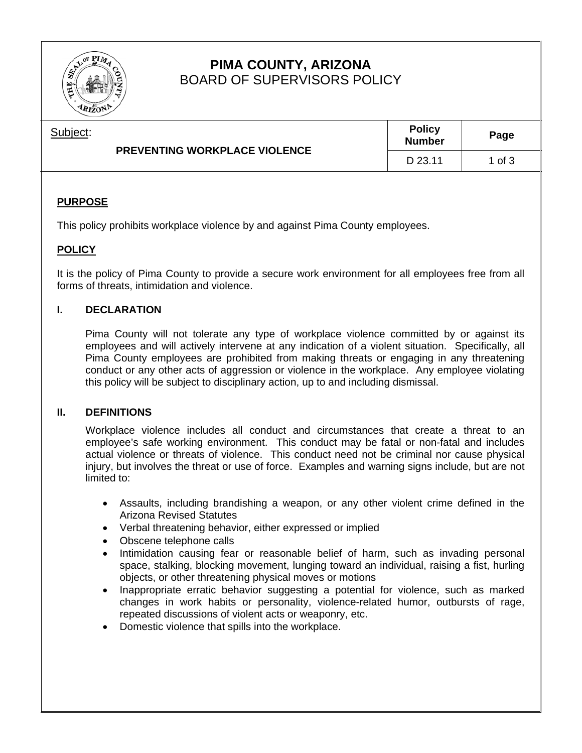# PIMA COUNTY, ARIZONA
## BOARD OF SUPERVISORS POLICY

| Subject: | Policy Number | Page |
|---|---|---|
| **PREVENTING WORKPLACE VIOLENCE** | D 23.11 | 1 of 3 |

## PURPOSE

This policy prohibits workplace violence by and against Pima County employees.

## POLICY

It is the policy of Pima County to provide a secure work environment for all employees free from all forms of threats, intimidation and violence.

### I. DECLARATION

Pima County will not tolerate any type of workplace violence committed by or against its employees and will actively intervene at any indication of a violent situation. Specifically, all Pima County employees are prohibited from making threats or engaging in any threatening conduct or any other acts of aggression or violence in the workplace. Any employee violating this policy will be subject to disciplinary action, up to and including dismissal.

### II. DEFINITIONS

Workplace violence includes all conduct and circumstances that create a threat to an employee's safe working environment. This conduct may be fatal or non-fatal and includes actual violence or threats of violence. This conduct need not be criminal nor cause physical injury, but involves the threat or use of force. Examples and warning signs include, but are not limited to:

- Assaults, including brandishing a weapon, or any other violent crime defined in the Arizona Revised Statutes
- Verbal threatening behavior, either expressed or implied
- Obscene telephone calls
- Intimidation causing fear or reasonable belief of harm, such as invading personal space, stalking, blocking movement, lunging toward an individual, raising a fist, hurling objects, or other threatening physical moves or motions
- Inappropriate erratic behavior suggesting a potential for violence, such as marked changes in work habits or personality, violence-related humor, outbursts of rage, repeated discussions of violent acts or weaponry, etc.
- Domestic violence that spills into the workplace.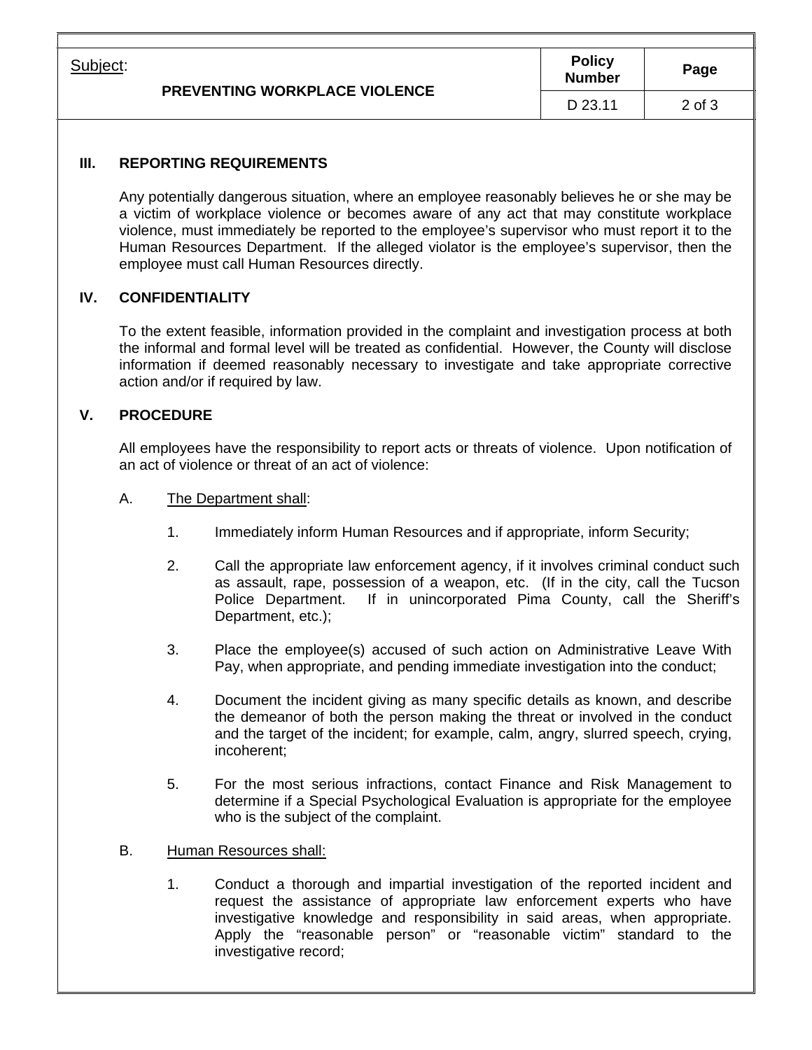## III. REPORTING REQUIREMENTS

Any potentially dangerous situation, where an employee reasonably believes he or she may be a victim of workplace violence or becomes aware of any act that may constitute workplace violence, must immediately be reported to the employee's supervisor who must report it to the Human Resources Department. If the alleged violator is the employee's supervisor, then the employee must call Human Resources directly.

## IV. CONFIDENTIALITY

To the extent feasible, information provided in the complaint and investigation process at both the informal and formal level will be treated as confidential. However, the County will disclose information if deemed reasonably necessary to investigate and take appropriate corrective action and/or if required by law.

## V. PROCEDURE

All employees have the responsibility to report acts or threats of violence. Upon notification of an act of violence or threat of an act of violence:

A. The Department shall:

1. Immediately inform Human Resources and if appropriate, inform Security;

2. Call the appropriate law enforcement agency, if it involves criminal conduct such as assault, rape, possession of a weapon, etc. (If in the city, call the Tucson Police Department. If in unincorporated Pima County, call the Sheriff's Department, etc.);

3. Place the employee(s) accused of such action on Administrative Leave With Pay, when appropriate, and pending immediate investigation into the conduct;

4. Document the incident giving as many specific details as known, and describe the demeanor of both the person making the threat or involved in the conduct and the target of the incident; for example, calm, angry, slurred speech, crying, incoherent;

5. For the most serious infractions, contact Finance and Risk Management to determine if a Special Psychological Evaluation is appropriate for the employee who is the subject of the complaint.

B. Human Resources shall:

1. Conduct a thorough and impartial investigation of the reported incident and request the assistance of appropriate law enforcement experts who have investigative knowledge and responsibility in said areas, when appropriate. Apply the "reasonable person" or "reasonable victim" standard to the investigative record;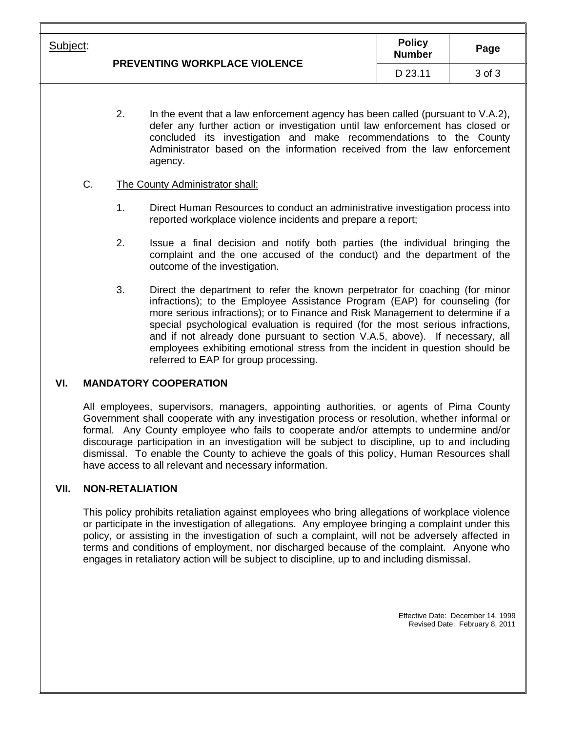2. In the event that a law enforcement agency has been called (pursuant to V.A.2), defer any further action or investigation until law enforcement has closed or concluded its investigation and make recommendations to the County Administrator based on the information received from the law enforcement agency.

C. The County Administrator shall:

1. Direct Human Resources to conduct an administrative investigation process into reported workplace violence incidents and prepare a report;

2. Issue a final decision and notify both parties (the individual bringing the complaint and the one accused of the conduct) and the department of the outcome of the investigation.

3. Direct the department to refer the known perpetrator for coaching (for minor infractions); to the Employee Assistance Program (EAP) for counseling (for more serious infractions); or to Finance and Risk Management to determine if a special psychological evaluation is required (for the most serious infractions, and if not already done pursuant to section V.A.5, above). If necessary, all employees exhibiting emotional stress from the incident in question should be referred to EAP for group processing.

## VI. MANDATORY COOPERATION

All employees, supervisors, managers, appointing authorities, or agents of Pima County Government shall cooperate with any investigation process or resolution, whether informal or formal. Any County employee who fails to cooperate and/or attempts to undermine and/or discourage participation in an investigation will be subject to discipline, up to and including dismissal. To enable the County to achieve the goals of this policy, Human Resources shall have access to all relevant and necessary information.

## VII. NON-RETALIATION

This policy prohibits retaliation against employees who bring allegations of workplace violence or participate in the investigation of allegations. Any employee bringing a complaint under this policy, or assisting in the investigation of such a complaint, will not be adversely affected in terms and conditions of employment, nor discharged because of the complaint. Anyone who engages in retaliatory action will be subject to discipline, up to and including dismissal.

Effective Date: December 14, 1999
Revised Date: February 8, 2011